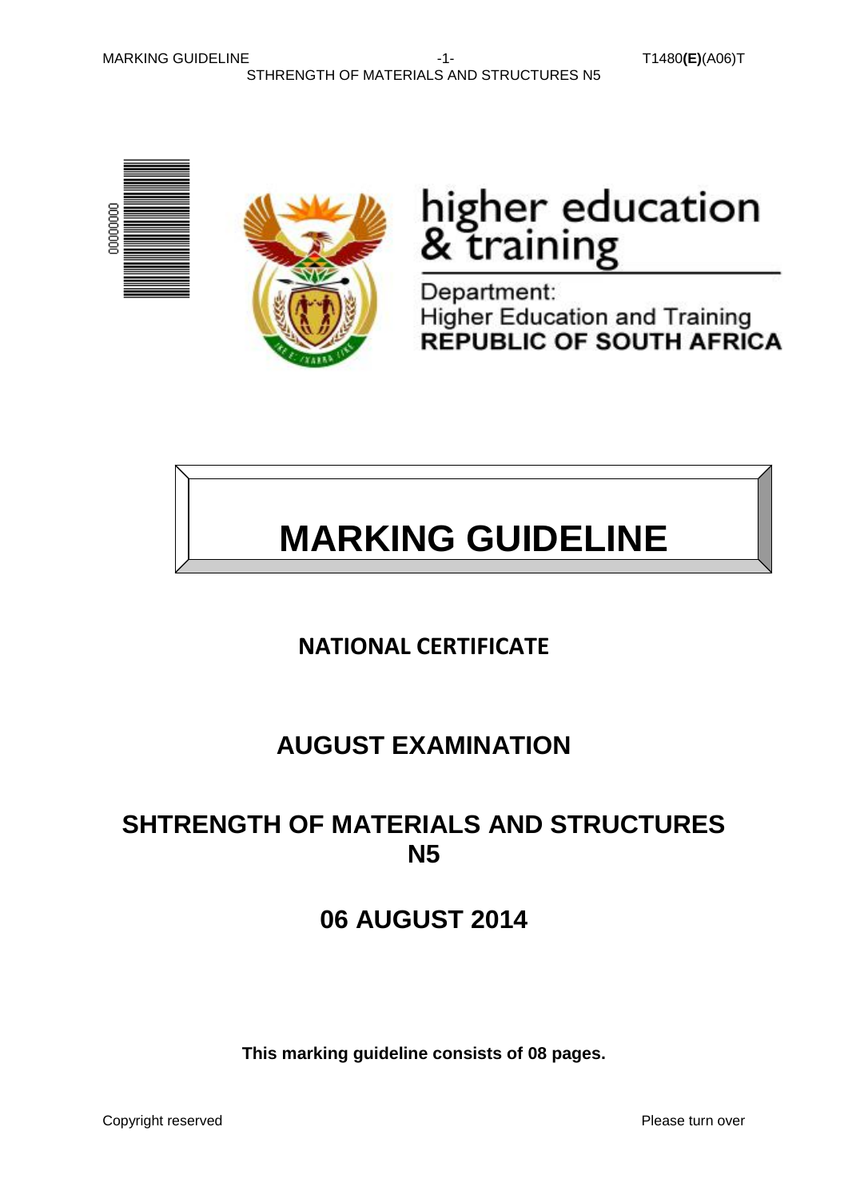higher education
& training

Department:
Higher Education and Training
**REPUBLIC OF SOUTH AFRICA**

# MARKING GUIDELINE

## NATIONAL CERTIFICATE

## AUGUST EXAMINATION

## SHTRENGTH OF MATERIALS AND STRUCTURES N5

## 06 AUGUST 2014

**This marking guideline consists of 08 pages.**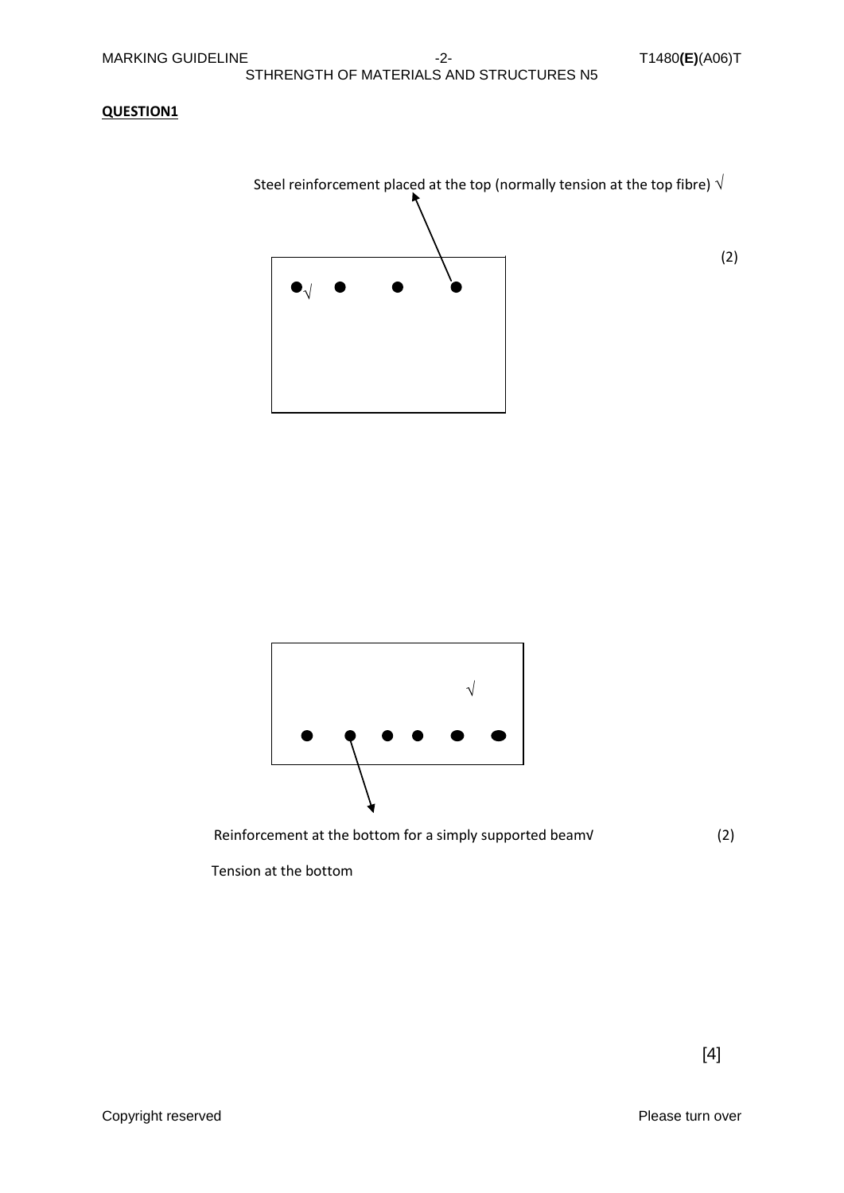**QUESTION1**

Steel reinforcement placed at the top (normally tension at the top fibre) √

(2)

Reinforcement at the bottom for a simply supported beam√ (2)

Tension at the bottom

[4]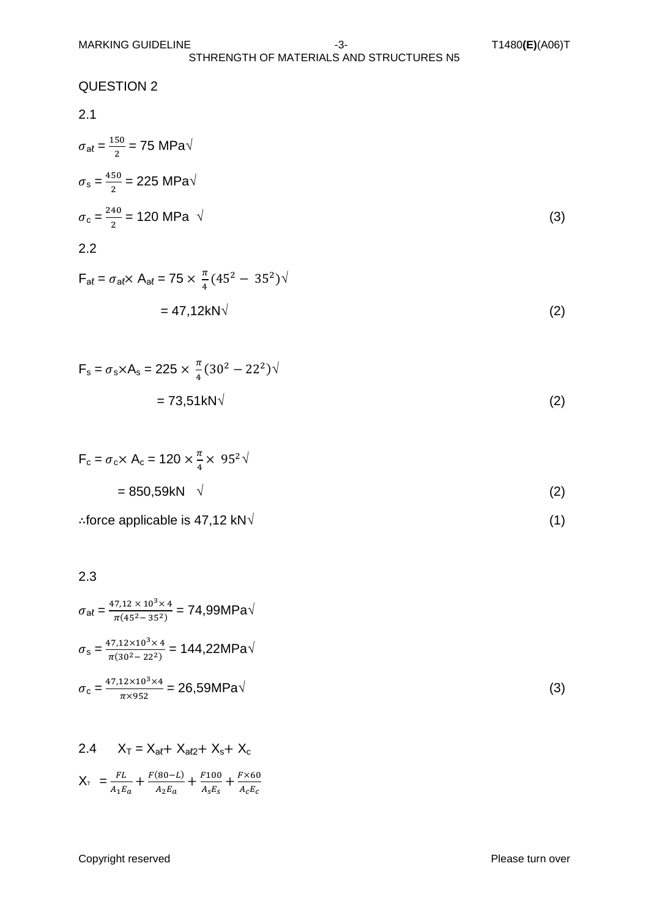## QUESTION 2

2.1

$\sigma_{a\ell} = \frac{150}{2} = 75$ MPa√

$\sigma_s = \frac{450}{2} = 225$ MPa√

$\sigma_c = \frac{240}{2} = 120$ MPa √ (3)

2.2

$F_{a\ell} = \sigma_{a\ell} \times A_{a\ell} = 75 \times \frac{\pi}{4}(45^2 - 35^2)$√

$= 47{,}12$kN√ (2)

$F_s = \sigma_s \times A_s = 225 \times \frac{\pi}{4}(30^2 - 22^2)$√

$= 73{,}51$kN√ (2)

$F_c = \sigma_c \times A_c = 120 \times \frac{\pi}{4} \times 95^2$√

$= 850{,}59$kN √ (2)

∴force applicable is 47,12 kN√ (1)

2.3

$\sigma_{a\ell} = \frac{47{,}12 \times 10^3 \times 4}{\pi(45^2 - 35^2)} = 74{,}99$MPa√

$\sigma_s = \frac{47{,}12 \times 10^3 \times 4}{\pi(30^2 - 22^2)} = 144{,}22$MPa√

$\sigma_c = \frac{47{,}12 \times 10^3 \times 4}{\pi \times 952} = 26{,}59$MPa√ (3)

2.4 $X_T = X_{a\ell} + X_{a\ell 2} + X_s + X_c$

$X_T = \frac{FL}{A_1 E_a} + \frac{F(80-L)}{A_2 E_a} + \frac{F100}{A_s E_s} + \frac{F \times 60}{A_c E_c}$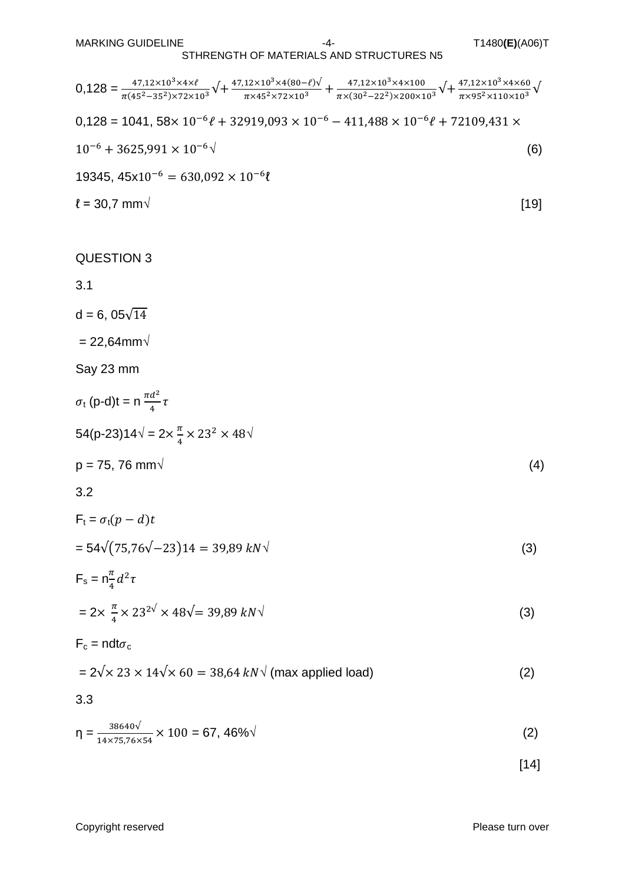$0,128 = \frac{47,12\times10^3\times4\times\ell}{\pi(45^2-35^2)\times72\times10^3}\surd + \frac{47,12\times10^3\times4(80-\ell)\surd}{\pi\times45^2\times72\times10^3} + \frac{47,12\times10^3\times4\times100}{\pi\times(30^2-22^2)\times200\times10^3}\surd + \frac{47,12\times10^3\times4\times60}{\pi\times95^2\times110\times10^3}\surd$

$0,128 = 1041,58\times10^{-6}\ell + 32919,093\times10^{-6} - 411,488\times10^{-6}\ell + 72109,431\times$

$10^{-6} + 3625,991\times10^{-6}\surd$ (6)

$19345,45\times10^{-6} = 630,092\times10^{-6}\ell$

$\ell = 30,7$ mm√ [19]

## QUESTION 3

3.1

$d = 6,05\sqrt{14}$

$= 22,64$mm√

Say 23 mm

$\sigma_t\,(p-d)t = n\,\frac{\pi d^2}{4}\tau$

$54(p-23)14\surd = 2\times\frac{\pi}{4}\times23^2\times48\surd$

$p = 75,76$ mm√ (4)

3.2

$F_t = \sigma_t(p-d)t$

$= 54\surd(75,76\surd-23)14 = 39,89\ kN\surd$ (3)

$F_s = n\frac{\pi}{4}d^2\tau$

$= 2\times\frac{\pi}{4}\times23^{2\surd}\times48\surd = 39,89\ kN\surd$ (3)

$F_c = ndt\sigma_c$

$= 2\surd\times23\times14\surd\times60 = 38,64\ kN\surd$ (max applied load) (2)

3.3

$\eta = \frac{38640\surd}{14\times75,76\times54}\times100 = 67,46\%\surd$ (2)

[14]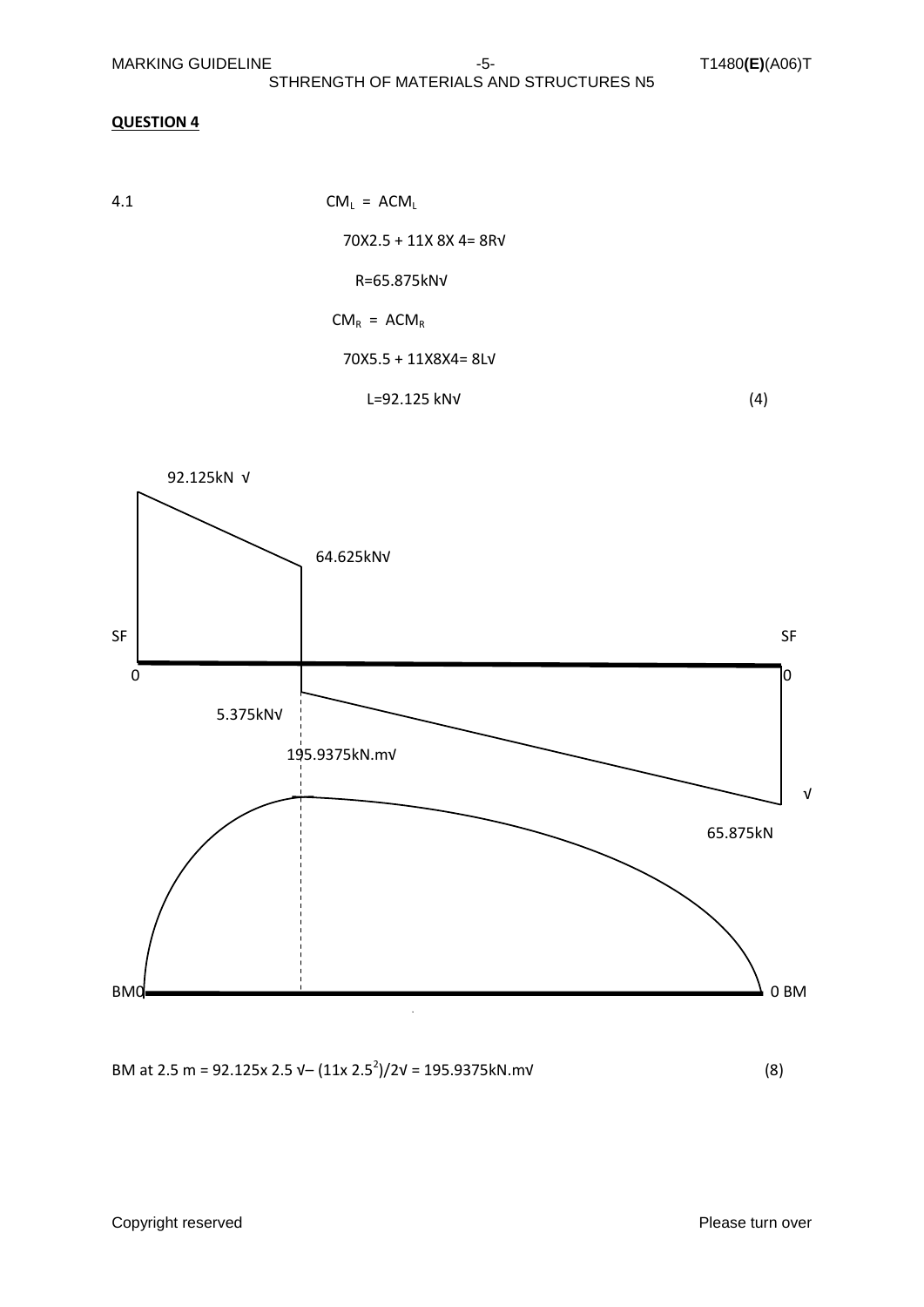**QUESTION 4**

4.1 $CM_L = ACM_L$

$70X2.5 + 11X\ 8X\ 4 = 8R$√

$R = 65.875kN$√

$CM_R = ACM_R$

$70X5.5 + 11X8X4 = 8L$√

$L = 92.125\ kN$√ (4)

92.125kN √

64.625kN√

SF SF

0 0

5.375kN√

195.9375kN.m√

√

65.875kN

BM0 0 BM

BM at 2.5 m = $92.125 \times 2.5$ √– $(11 \times 2.5^2)/2$√ = 195.9375kN.m√ (8)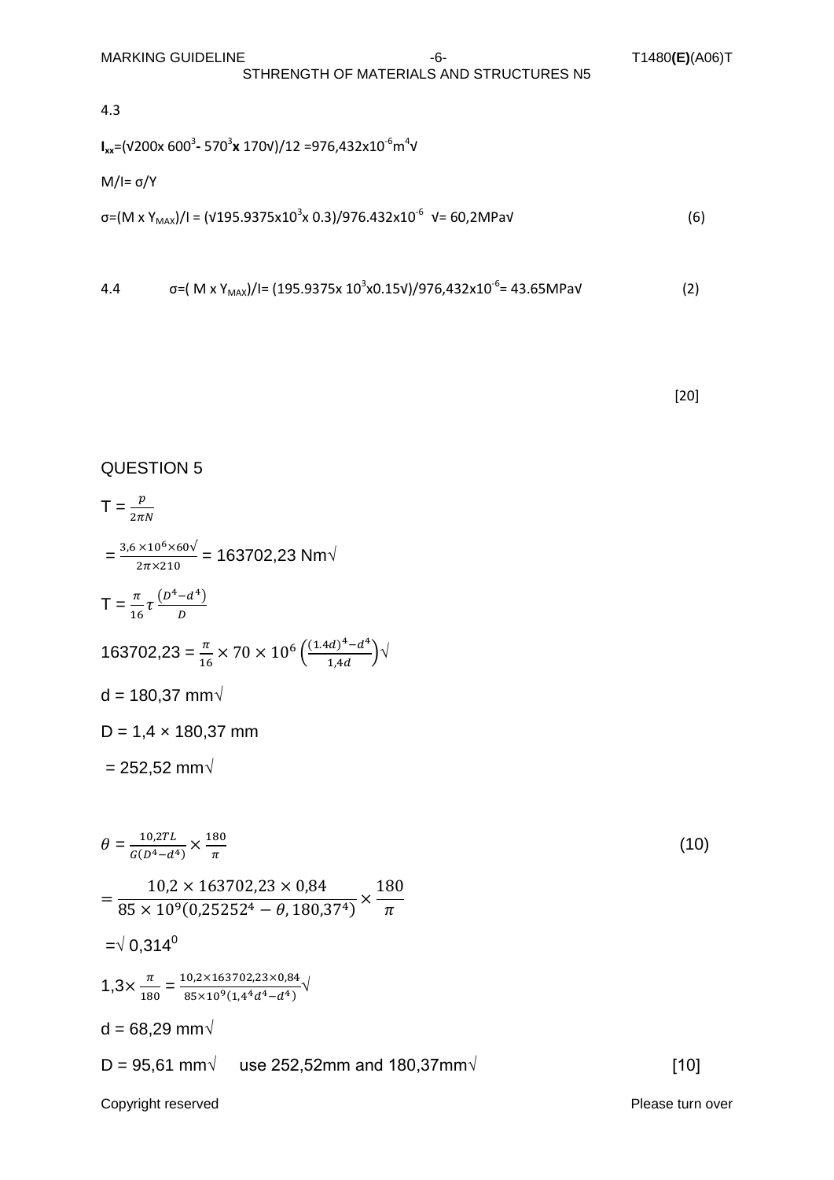4.3

$I_{xx}$=(√200x $600^3$- $570^3$**x** 170√)/12 =976,432x$10^{-6}$$m^4$√

M/I= σ/Y

σ=(M x $Y_{MAX}$)/I = (√195.9375x$10^3$x 0.3)/976.432x$10^{-6}$ √= 60,2MPa√ (6)

4.4 σ=( M x $Y_{MAX}$)/I= (195.9375x $10^3$x0.15√)/976,432x$10^{-6}$= 43.65MPa√ (2)

[20]

## QUESTION 5

$$T = \frac{p}{2\pi N}$$

$$= \frac{3,6 \times 10^6 \times 60\surd}{2\pi \times 210} = 163702,23 \text{ Nm}\surd$$

$$T = \frac{\pi}{16}\tau\frac{(D^4 - d^4)}{D}$$

$$163702,23 = \frac{\pi}{16} \times 70 \times 10^6 \left(\frac{(1.4d)^4 - d^4}{1,4d}\right)\surd$$

d = 180,37 mm√

D = 1,4 × 180,37 mm

= 252,52 mm√

$$\theta = \frac{10,2TL}{G(D^4 - d^4)} \times \frac{180}{\pi}$$ (10)

$$= \frac{10,2 \times 163702,23 \times 0,84}{85 \times 10^9(0,25252^4 - \theta, 180,37^4)} \times \frac{180}{\pi}$$

$= \surd\ 0,314^0$

$$1,3 \times \frac{\pi}{180} = \frac{10,2 \times 163702,23 \times 0,84}{85 \times 10^9(1,4^4 d^4 - d^4)}\surd$$

d = 68,29 mm√

D = 95,61 mm√ use 252,52mm and 180,37mm√ [10]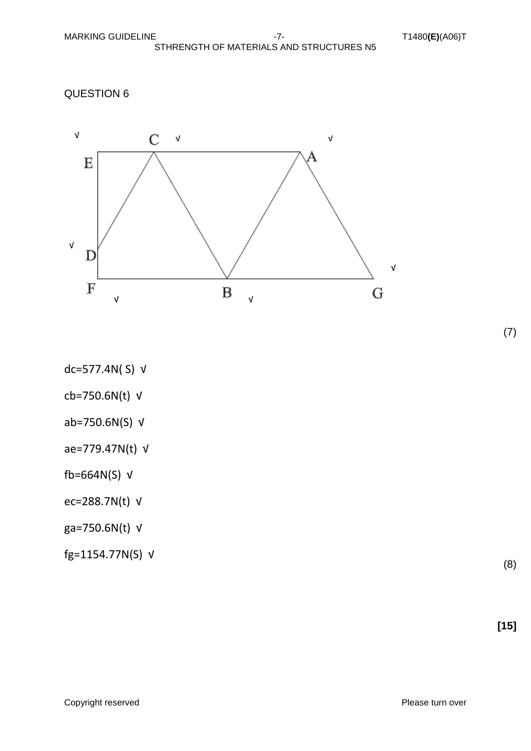QUESTION 6

(7)

dc=577.4N( S) √

cb=750.6N(t) √

ab=750.6N(S) √

ae=779.47N(t) √

fb=664N(S) √

ec=288.7N(t) √

ga=750.6N(t) √

fg=1154.77N(S) √

(8)

**[15]**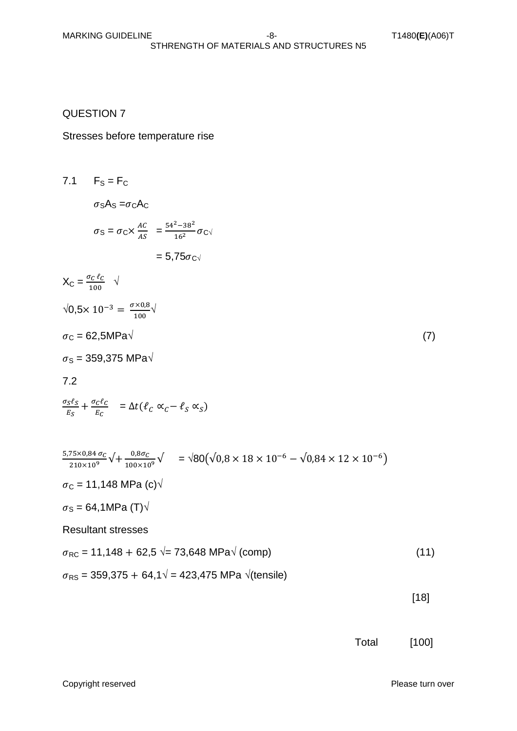QUESTION 7

Stresses before temperature rise

7.1 $F_S = F_C$

$\sigma_S A_S = \sigma_C A_C$

$\sigma_S = \sigma_C \times \frac{AC}{AS} = \frac{54^2 - 38^2}{16^2}\sigma_C$√

$= 5{,}75\sigma_C$√

$X_C = \frac{\sigma_C\, \ell_C}{100}$ √

√$0{,}5 \times 10^{-3} = \frac{\sigma \times 0{,}8}{100}$√

$\sigma_C$ = 62,5MPa√ (7)

$\sigma_S$ = 359,375 MPa√

7.2

$\frac{\sigma_S \ell_S}{E_S} + \frac{\sigma_C \ell_C}{E_C} = \Delta t(\ell_C \propto_C - \ell_S \propto_S)$

$\frac{5{,}75 \times 0{,}84\, \sigma_C}{210 \times 10^9}$√ $+ \frac{0{,}8\sigma_C}{100 \times 10^9}$√ $=$ √$80($√$0{,}8 \times 18 \times 10^{-6} -$ √$0{,}84 \times 12 \times 10^{-6})$

$\sigma_C$ = 11,148 MPa (c)√

$\sigma_S$ = 64,1MPa (T)√

Resultant stresses

$\sigma_{RC}$ = 11,148 + 62,5 √= 73,648 MPa√ (comp) (11)

$\sigma_{RS}$ = 359,375 + 64,1√ = 423,475 MPa √(tensile)

[18]

Total [100]